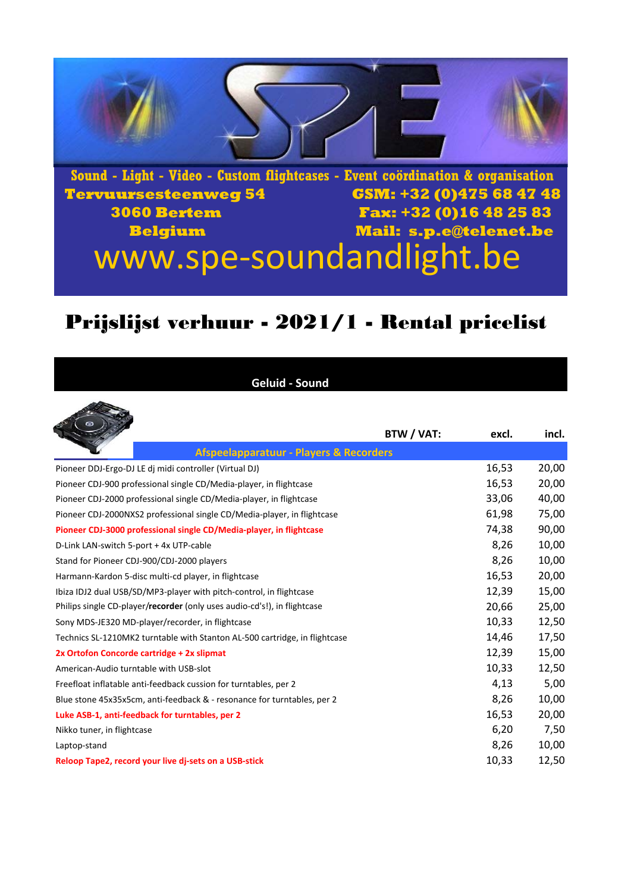Sound - Light - Video - Custom flightcases - Event coördination & organisation

Tervuursesteenweg 54
3060 Bertem
Belgium

GSM: +32 (0)475 68 47 48
Fax: +32 (0)16 48 25 83
Mail: s.p.e@telenet.be

www.spe-soundandlight.be

# Prijslijst verhuur - 2021/1 - Rental pricelist

## Geluid - Sound

| BTW / VAT: | excl. | incl. |
|---|---|---|
| **Afspeelapparatuur - Players & Recorders** | | |
| Pioneer DDJ-Ergo-DJ LE dj midi controller (Virtual DJ) | 16,53 | 20,00 |
| Pioneer CDJ-900 professional single CD/Media-player, in flightcase | 16,53 | 20,00 |
| Pioneer CDJ-2000 professional single CD/Media-player, in flightcase | 33,06 | 40,00 |
| Pioneer CDJ-2000NXS2 professional single CD/Media-player, in flightcase | 61,98 | 75,00 |
| **Pioneer CDJ-3000 professional single CD/Media-player, in flightcase** | 74,38 | 90,00 |
| D-Link LAN-switch 5-port + 4x UTP-cable | 8,26 | 10,00 |
| Stand for Pioneer CDJ-900/CDJ-2000 players | 8,26 | 10,00 |
| Harmann-Kardon 5-disc multi-cd player, in flightcase | 16,53 | 20,00 |
| Ibiza IDJ2 dual USB/SD/MP3-player with pitch-control, in flightcase | 12,39 | 15,00 |
| Philips single CD-player/**recorder** (only uses audio-cd's!), in flightcase | 20,66 | 25,00 |
| Sony MDS-JE320 MD-player/recorder, in flightcase | 10,33 | 12,50 |
| Technics SL-1210MK2 turntable with Stanton AL-500 cartridge, in flightcase | 14,46 | 17,50 |
| **2x Ortofon Concorde cartridge + 2x slipmat** | 12,39 | 15,00 |
| American-Audio turntable with USB-slot | 10,33 | 12,50 |
| Freefloat inflatable anti-feedback cussion for turntables, per 2 | 4,13 | 5,00 |
| Blue stone 45x35x5cm, anti-feedback & - resonance for turntables, per 2 | 8,26 | 10,00 |
| **Luke ASB-1, anti-feedback for turntables, per 2** | 16,53 | 20,00 |
| Nikko tuner, in flightcase | 6,20 | 7,50 |
| Laptop-stand | 8,26 | 10,00 |
| **Reloop Tape2, record your live dj-sets on a USB-stick** | 10,33 | 12,50 |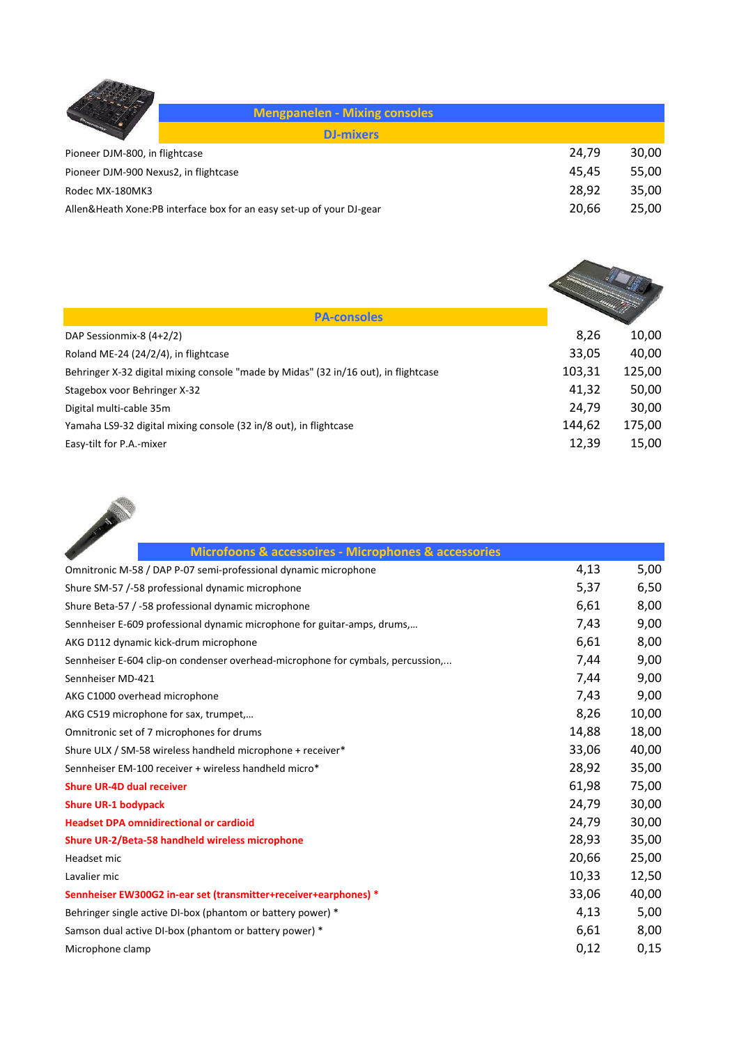## Mengpanelen - Mixing consoles

### DJ-mixers

| | | |
|---|---|---|
| Pioneer DJM-800, in flightcase | 24,79 | 30,00 |
| Pioneer DJM-900 Nexus2, in flightcase | 45,45 | 55,00 |
| Rodec MX-180MK3 | 28,92 | 35,00 |
| Allen&Heath Xone:PB interface box for an easy set-up of your DJ-gear | 20,66 | 25,00 |

### PA-consoles

| | | |
|---|---|---|
| DAP Sessionmix-8 (4+2/2) | 8,26 | 10,00 |
| Roland ME-24 (24/2/4), in flightcase | 33,05 | 40,00 |
| Behringer X-32 digital mixing console "made by Midas" (32 in/16 out), in flightcase | 103,31 | 125,00 |
| Stagebox voor Behringer X-32 | 41,32 | 50,00 |
| Digital multi-cable 35m | 24,79 | 30,00 |
| Yamaha LS9-32 digital mixing console (32 in/8 out), in flightcase | 144,62 | 175,00 |
| Easy-tilt for P.A.-mixer | 12,39 | 15,00 |

## Microfoons & accessoires - Microphones & accessories

| | | |
|---|---|---|
| Omnitronic M-58 / DAP P-07 semi-professional dynamic microphone | 4,13 | 5,00 |
| Shure SM-57 /-58 professional dynamic microphone | 5,37 | 6,50 |
| Shure Beta-57 / -58 professional dynamic microphone | 6,61 | 8,00 |
| Sennheiser E-609 professional dynamic microphone for guitar-amps, drums,… | 7,43 | 9,00 |
| AKG D112 dynamic kick-drum microphone | 6,61 | 8,00 |
| Sennheiser E-604 clip-on condenser overhead-microphone for cymbals, percussion,… | 7,44 | 9,00 |
| Sennheiser MD-421 | 7,44 | 9,00 |
| AKG C1000 overhead microphone | 7,43 | 9,00 |
| AKG C519 microphone for sax, trumpet,… | 8,26 | 10,00 |
| Omnitronic set of 7 microphones for drums | 14,88 | 18,00 |
| Shure ULX / SM-58 wireless handheld microphone + receiver* | 33,06 | 40,00 |
| Sennheiser EM-100 receiver + wireless handheld micro* | 28,92 | 35,00 |
| **Shure UR-4D dual receiver** | 61,98 | 75,00 |
| **Shure UR-1 bodypack** | 24,79 | 30,00 |
| **Headset DPA omnidirectional or cardioid** | 24,79 | 30,00 |
| **Shure UR-2/Beta-58 handheld wireless microphone** | 28,93 | 35,00 |
| Headset mic | 20,66 | 25,00 |
| Lavalier mic | 10,33 | 12,50 |
| **Sennheiser EW300G2 in-ear set (transmitter+receiver+earphones) *** | 33,06 | 40,00 |
| Behringer single active DI-box (phantom or battery power) * | 4,13 | 5,00 |
| Samson dual active DI-box (phantom or battery power) * | 6,61 | 8,00 |
| Microphone clamp | 0,12 | 0,15 |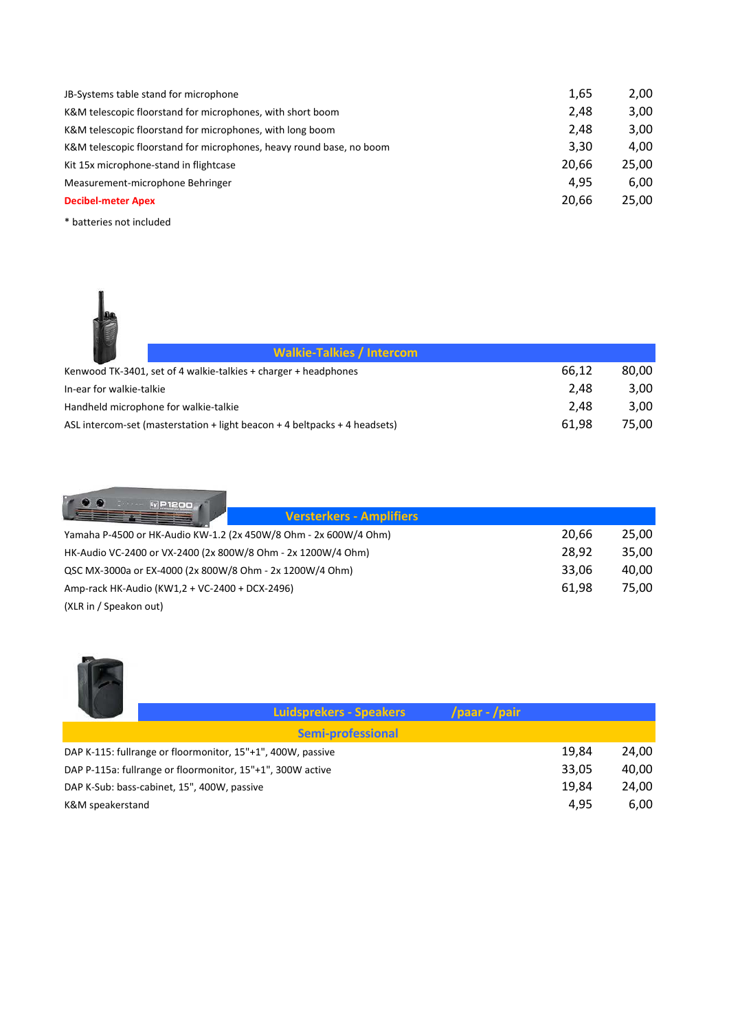| | | |
|---|---|---|
| JB-Systems table stand for microphone | 1,65 | 2,00 |
| K&M telescopic floorstand for microphones, with short boom | 2,48 | 3,00 |
| K&M telescopic floorstand for microphones, with long boom | 2,48 | 3,00 |
| K&M telescopic floorstand for microphones, heavy round base, no boom | 3,30 | 4,00 |
| Kit 15x microphone-stand in flightcase | 20,66 | 25,00 |
| Measurement-microphone Behringer | 4,95 | 6,00 |
| **Decibel-meter Apex** | 20,66 | 25,00 |

* batteries not included

## Walkie-Talkies / Intercom

| | | |
|---|---|---|
| Kenwood TK-3401, set of 4 walkie-talkies + charger + headphones | 66,12 | 80,00 |
| In-ear for walkie-talkie | 2,48 | 3,00 |
| Handheld microphone for walkie-talkie | 2,48 | 3,00 |
| ASL intercom-set (masterstation + light beacon + 4 beltpacks + 4 headsets) | 61,98 | 75,00 |

## Versterkers - Amplifiers

| | | |
|---|---|---|
| Yamaha P-4500 or HK-Audio KW-1.2 (2x 450W/8 Ohm - 2x 600W/4 Ohm) | 20,66 | 25,00 |
| HK-Audio VC-2400 or VX-2400 (2x 800W/8 Ohm - 2x 1200W/4 Ohm) | 28,92 | 35,00 |
| QSC MX-3000a or EX-4000 (2x 800W/8 Ohm - 2x 1200W/4 Ohm) | 33,06 | 40,00 |
| Amp-rack HK-Audio (KW1,2 + VC-2400 + DCX-2496) | 61,98 | 75,00 |
| (XLR in / Speakon out) | | |

## Luidsprekers - Speakers /paar - /pair

### Semi-professional

| | | |
|---|---|---|
| DAP K-115: fullrange or floormonitor, 15"+1", 400W, passive | 19,84 | 24,00 |
| DAP P-115a: fullrange or floormonitor, 15"+1", 300W active | 33,05 | 40,00 |
| DAP K-Sub: bass-cabinet, 15", 400W, passive | 19,84 | 24,00 |
| K&M speakerstand | 4,95 | 6,00 |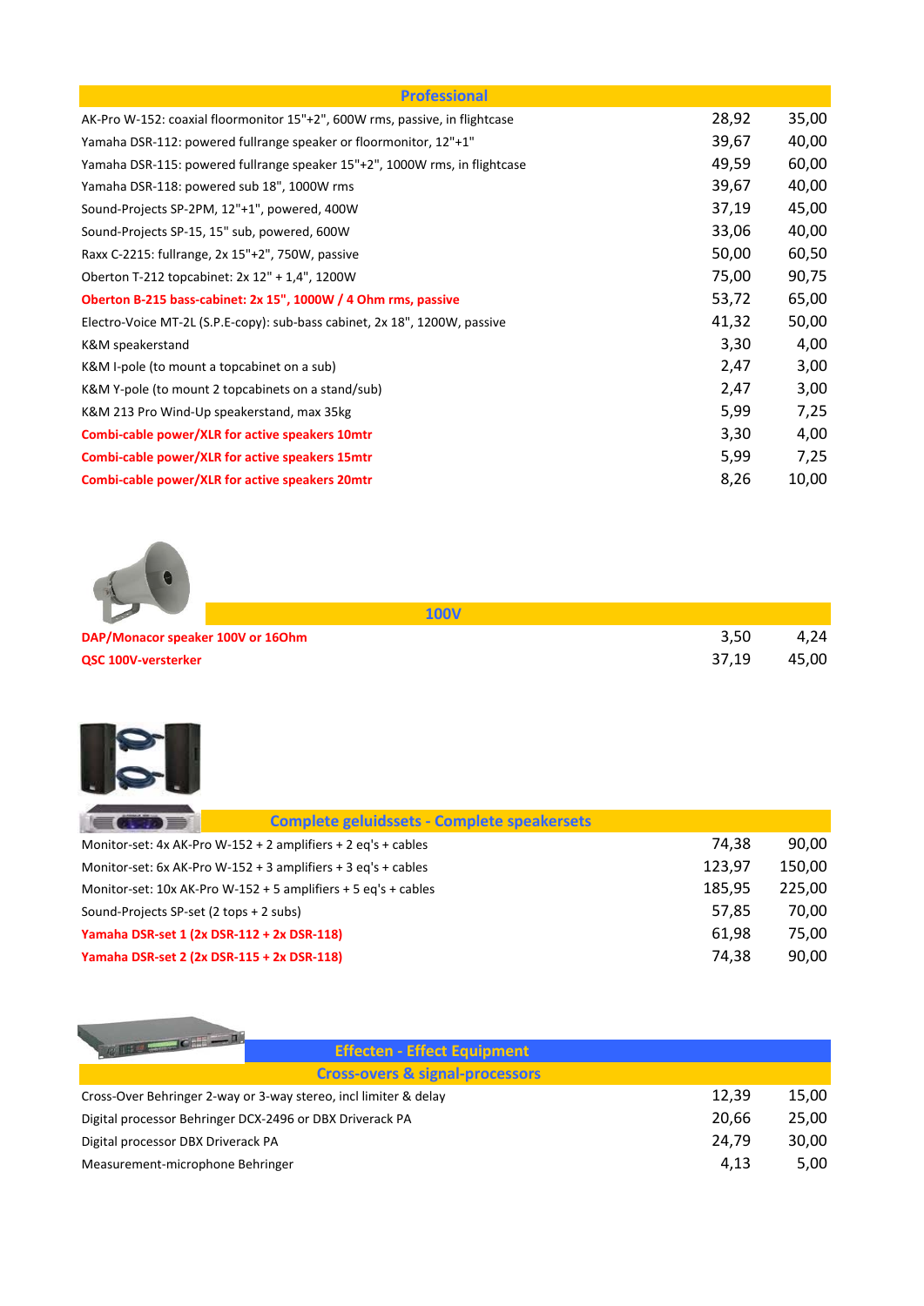## Professional

| | | |
|---|---|---|
| AK-Pro W-152: coaxial floormonitor 15"+2", 600W rms, passive, in flightcase | 28,92 | 35,00 |
| Yamaha DSR-112: powered fullrange speaker or floormonitor, 12"+1" | 39,67 | 40,00 |
| Yamaha DSR-115: powered fullrange speaker 15"+2", 1000W rms, in flightcase | 49,59 | 60,00 |
| Yamaha DSR-118: powered sub 18", 1000W rms | 39,67 | 40,00 |
| Sound-Projects SP-2PM, 12"+1", powered, 400W | 37,19 | 45,00 |
| Sound-Projects SP-15, 15" sub, powered, 600W | 33,06 | 40,00 |
| Raxx C-2215: fullrange, 2x 15"+2", 750W, passive | 50,00 | 60,50 |
| Oberton T-212 topcabinet: 2x 12" + 1,4", 1200W | 75,00 | 90,75 |
| **Oberton B-215 bass-cabinet: 2x 15", 1000W / 4 Ohm rms, passive** | 53,72 | 65,00 |
| Electro-Voice MT-2L (S.P.E-copy): sub-bass cabinet, 2x 18", 1200W, passive | 41,32 | 50,00 |
| K&M speakerstand | 3,30 | 4,00 |
| K&M I-pole (to mount a topcabinet on a sub) | 2,47 | 3,00 |
| K&M Y-pole (to mount 2 topcabinets on a stand/sub) | 2,47 | 3,00 |
| K&M 213 Pro Wind-Up speakerstand, max 35kg | 5,99 | 7,25 |
| **Combi-cable power/XLR for active speakers 10mtr** | 3,30 | 4,00 |
| **Combi-cable power/XLR for active speakers 15mtr** | 5,99 | 7,25 |
| **Combi-cable power/XLR for active speakers 20mtr** | 8,26 | 10,00 |

## 100V

| | | |
|---|---|---|
| **DAP/Monacor speaker 100V or 16Ohm** | 3,50 | 4,24 |
| **QSC 100V-versterker** | 37,19 | 45,00 |

## Complete geluidssets - Complete speakersets

| | | |
|---|---|---|
| Monitor-set: 4x AK-Pro W-152 + 2 amplifiers + 2 eq's + cables | 74,38 | 90,00 |
| Monitor-set: 6x AK-Pro W-152 + 3 amplifiers + 3 eq's + cables | 123,97 | 150,00 |
| Monitor-set: 10x AK-Pro W-152 + 5 amplifiers + 5 eq's + cables | 185,95 | 225,00 |
| Sound-Projects SP-set (2 tops + 2 subs) | 57,85 | 70,00 |
| **Yamaha DSR-set 1 (2x DSR-112 + 2x DSR-118)** | 61,98 | 75,00 |
| **Yamaha DSR-set 2 (2x DSR-115 + 2x DSR-118)** | 74,38 | 90,00 |

## Effecten - Effect Equipment

### Cross-overs & signal-processors

| | | |
|---|---|---|
| Cross-Over Behringer 2-way or 3-way stereo, incl limiter & delay | 12,39 | 15,00 |
| Digital processor Behringer DCX-2496 or DBX Driverack PA | 20,66 | 25,00 |
| Digital processor DBX Driverack PA | 24,79 | 30,00 |
| Measurement-microphone Behringer | 4,13 | 5,00 |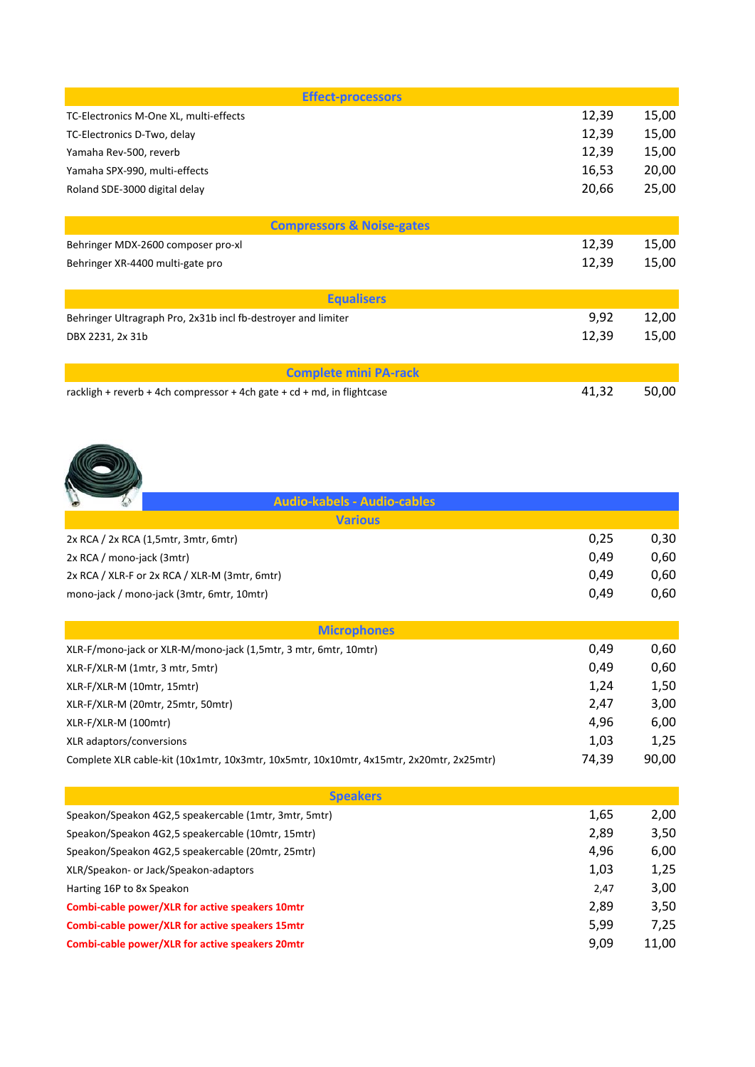## Effect-processors

| | | |
|---|---|---|
| TC-Electronics M-One XL, multi-effects | 12,39 | 15,00 |
| TC-Electronics D-Two, delay | 12,39 | 15,00 |
| Yamaha Rev-500, reverb | 12,39 | 15,00 |
| Yamaha SPX-990, multi-effects | 16,53 | 20,00 |
| Roland SDE-3000 digital delay | 20,66 | 25,00 |

## Compressors & Noise-gates

| | | |
|---|---|---|
| Behringer MDX-2600 composer pro-xl | 12,39 | 15,00 |
| Behringer XR-4400 multi-gate pro | 12,39 | 15,00 |

## Equalisers

| | | |
|---|---|---|
| Behringer Ultragraph Pro, 2x31b incl fb-destroyer and limiter | 9,92 | 12,00 |
| DBX 2231, 2x 31b | 12,39 | 15,00 |

## Complete mini PA-rack

| | | |
|---|---|---|
| rackligh + reverb + 4ch compressor + 4ch gate + cd + md, in flightcase | 41,32 | 50,00 |

# Audio-kabels - Audio-cables

## Various

| | | |
|---|---|---|
| 2x RCA / 2x RCA (1,5mtr, 3mtr, 6mtr) | 0,25 | 0,30 |
| 2x RCA / mono-jack (3mtr) | 0,49 | 0,60 |
| 2x RCA / XLR-F or 2x RCA / XLR-M (3mtr, 6mtr) | 0,49 | 0,60 |
| mono-jack / mono-jack (3mtr, 6mtr, 10mtr) | 0,49 | 0,60 |

## Microphones

| | | |
|---|---|---|
| XLR-F/mono-jack or XLR-M/mono-jack (1,5mtr, 3 mtr, 6mtr, 10mtr) | 0,49 | 0,60 |
| XLR-F/XLR-M (1mtr, 3 mtr, 5mtr) | 0,49 | 0,60 |
| XLR-F/XLR-M (10mtr, 15mtr) | 1,24 | 1,50 |
| XLR-F/XLR-M (20mtr, 25mtr, 50mtr) | 2,47 | 3,00 |
| XLR-F/XLR-M (100mtr) | 4,96 | 6,00 |
| XLR adaptors/conversions | 1,03 | 1,25 |
| Complete XLR cable-kit (10x1mtr, 10x3mtr, 10x5mtr, 10x10mtr, 4x15mtr, 2x20mtr, 2x25mtr) | 74,39 | 90,00 |

## Speakers

| | | |
|---|---|---|
| Speakon/Speakon 4G2,5 speakercable (1mtr, 3mtr, 5mtr) | 1,65 | 2,00 |
| Speakon/Speakon 4G2,5 speakercable (10mtr, 15mtr) | 2,89 | 3,50 |
| Speakon/Speakon 4G2,5 speakercable (20mtr, 25mtr) | 4,96 | 6,00 |
| XLR/Speakon- or Jack/Speakon-adaptors | 1,03 | 1,25 |
| Harting 16P to 8x Speakon | 2,47 | 3,00 |
| **Combi-cable power/XLR for active speakers 10mtr** | 2,89 | 3,50 |
| **Combi-cable power/XLR for active speakers 15mtr** | 5,99 | 7,25 |
| **Combi-cable power/XLR for active speakers 20mtr** | 9,09 | 11,00 |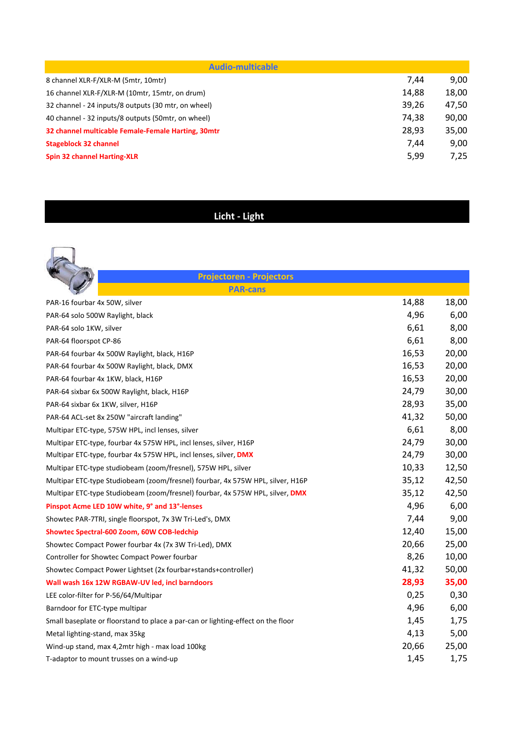## Audio-multicable

| Item | | |
|---|---|---|
| 8 channel XLR-F/XLR-M (5mtr, 10mtr) | 7,44 | 9,00 |
| 16 channel XLR-F/XLR-M (10mtr, 15mtr, on drum) | 14,88 | 18,00 |
| 32 channel - 24 inputs/8 outputs (30 mtr, on wheel) | 39,26 | 47,50 |
| 40 channel - 32 inputs/8 outputs (50mtr, on wheel) | 74,38 | 90,00 |
| **32 channel multicable Female-Female Harting, 30mtr** | 28,93 | 35,00 |
| **Stageblock 32 channel** | 7,44 | 9,00 |
| **Spin 32 channel Harting-XLR** | 5,99 | 7,25 |

# Licht - Light

## Projectoren - Projectors

### PAR-cans

| Item | | |
|---|---|---|
| PAR-16 fourbar 4x 50W, silver | 14,88 | 18,00 |
| PAR-64 solo 500W Raylight, black | 4,96 | 6,00 |
| PAR-64 solo 1KW, silver | 6,61 | 8,00 |
| PAR-64 floorspot CP-86 | 6,61 | 8,00 |
| PAR-64 fourbar 4x 500W Raylight, black, H16P | 16,53 | 20,00 |
| PAR-64 fourbar 4x 500W Raylight, black, DMX | 16,53 | 20,00 |
| PAR-64 fourbar 4x 1KW, black, H16P | 16,53 | 20,00 |
| PAR-64 sixbar 6x 500W Raylight, black, H16P | 24,79 | 30,00 |
| PAR-64 sixbar 6x 1KW, silver, H16P | 28,93 | 35,00 |
| PAR-64 ACL-set 8x 250W "aircraft landing" | 41,32 | 50,00 |
| Multipar ETC-type, 575W HPL, incl lenses, silver | 6,61 | 8,00 |
| Multipar ETC-type, fourbar 4x 575W HPL, incl lenses, silver, H16P | 24,79 | 30,00 |
| Multipar ETC-type, fourbar 4x 575W HPL, incl lenses, silver, **DMX** | 24,79 | 30,00 |
| Multipar ETC-type studiobeam (zoom/fresnel), 575W HPL, silver | 10,33 | 12,50 |
| Multipar ETC-type Studiobeam (zoom/fresnel) fourbar, 4x 575W HPL, silver, H16P | 35,12 | 42,50 |
| Multipar ETC-type Studiobeam (zoom/fresnel) fourbar, 4x 575W HPL, silver, **DMX** | 35,12 | 42,50 |
| **Pinspot Acme LED 10W white, 9° and 13°-lenses** | 4,96 | 6,00 |
| Showtec PAR-7TRI, single floorspot, 7x 3W Tri-Led's, DMX | 7,44 | 9,00 |
| **Showtec Spectral-600 Zoom, 60W COB-ledchip** | 12,40 | 15,00 |
| Showtec Compact Power fourbar 4x (7x 3W Tri-Led), DMX | 20,66 | 25,00 |
| Controller for Showtec Compact Power fourbar | 8,26 | 10,00 |
| Showtec Compact Power Lightset (2x fourbar+stands+controller) | 41,32 | 50,00 |
| **Wall wash 16x 12W RGBAW-UV led, incl barndoors** | **28,93** | **35,00** |
| LEE color-filter for P-56/64/Multipar | 0,25 | 0,30 |
| Barndoor for ETC-type multipar | 4,96 | 6,00 |
| Small baseplate or floorstand to place a par-can or lighting-effect on the floor | 1,45 | 1,75 |
| Metal lighting-stand, max 35kg | 4,13 | 5,00 |
| Wind-up stand, max 4,2mtr high - max load 100kg | 20,66 | 25,00 |
| T-adaptor to mount trusses on a wind-up | 1,45 | 1,75 |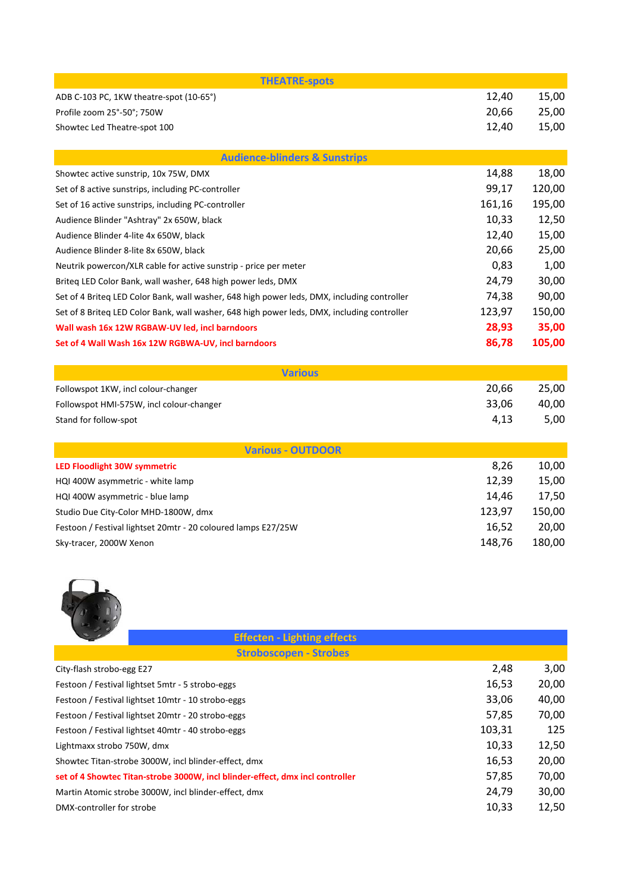## THEATRE-spots

| | | |
|---|---|---|
| ADB C-103 PC, 1KW theatre-spot (10-65°) | 12,40 | 15,00 |
| Profile zoom 25°-50°; 750W | 20,66 | 25,00 |
| Showtec Led Theatre-spot 100 | 12,40 | 15,00 |

## Audience-blinders & Sunstrips

| | | |
|---|---|---|
| Showtec active sunstrip, 10x 75W, DMX | 14,88 | 18,00 |
| Set of 8 active sunstrips, including PC-controller | 99,17 | 120,00 |
| Set of 16 active sunstrips, including PC-controller | 161,16 | 195,00 |
| Audience Blinder "Ashtray" 2x 650W, black | 10,33 | 12,50 |
| Audience Blinder 4-lite 4x 650W, black | 12,40 | 15,00 |
| Audience Blinder 8-lite 8x 650W, black | 20,66 | 25,00 |
| Neutrik powercon/XLR cable for active sunstrip - price per meter | 0,83 | 1,00 |
| Briteq LED Color Bank, wall washer, 648 high power leds, DMX | 24,79 | 30,00 |
| Set of 4 Briteq LED Color Bank, wall washer, 648 high power leds, DMX, including controller | 74,38 | 90,00 |
| Set of 8 Briteq LED Color Bank, wall washer, 648 high power leds, DMX, including controller | 123,97 | 150,00 |
| **Wall wash 16x 12W RGBAW-UV led, incl barndoors** | **28,93** | **35,00** |
| **Set of 4 Wall Wash 16x 12W RGBWA-UV, incl barndoors** | **86,78** | **105,00** |

## Various

| | | |
|---|---|---|
| Followspot 1KW, incl colour-changer | 20,66 | 25,00 |
| Followspot HMI-575W, incl colour-changer | 33,06 | 40,00 |
| Stand for follow-spot | 4,13 | 5,00 |

## Various - OUTDOOR

| | | |
|---|---|---|
| **LED Floodlight 30W symmetric** | 8,26 | 10,00 |
| HQI 400W asymmetric - white lamp | 12,39 | 15,00 |
| HQI 400W asymmetric - blue lamp | 14,46 | 17,50 |
| Studio Due City-Color MHD-1800W, dmx | 123,97 | 150,00 |
| Festoon / Festival lightset 20mtr - 20 coloured lamps E27/25W | 16,52 | 20,00 |
| Sky-tracer, 2000W Xenon | 148,76 | 180,00 |

## Effecten - Lighting effects

### Stroboscopen - Strobes

| | | |
|---|---|---|
| City-flash strobo-egg E27 | 2,48 | 3,00 |
| Festoon / Festival lightset 5mtr - 5 strobo-eggs | 16,53 | 20,00 |
| Festoon / Festival lightset 10mtr - 10 strobo-eggs | 33,06 | 40,00 |
| Festoon / Festival lightset 20mtr - 20 strobo-eggs | 57,85 | 70,00 |
| Festoon / Festival lightset 40mtr - 40 strobo-eggs | 103,31 | 125 |
| Lightmaxx strobo 750W, dmx | 10,33 | 12,50 |
| Showtec Titan-strobe 3000W, incl blinder-effect, dmx | 16,53 | 20,00 |
| **set of 4 Showtec Titan-strobe 3000W, incl blinder-effect, dmx incl controller** | 57,85 | 70,00 |
| Martin Atomic strobe 3000W, incl blinder-effect, dmx | 24,79 | 30,00 |
| DMX-controller for strobe | 10,33 | 12,50 |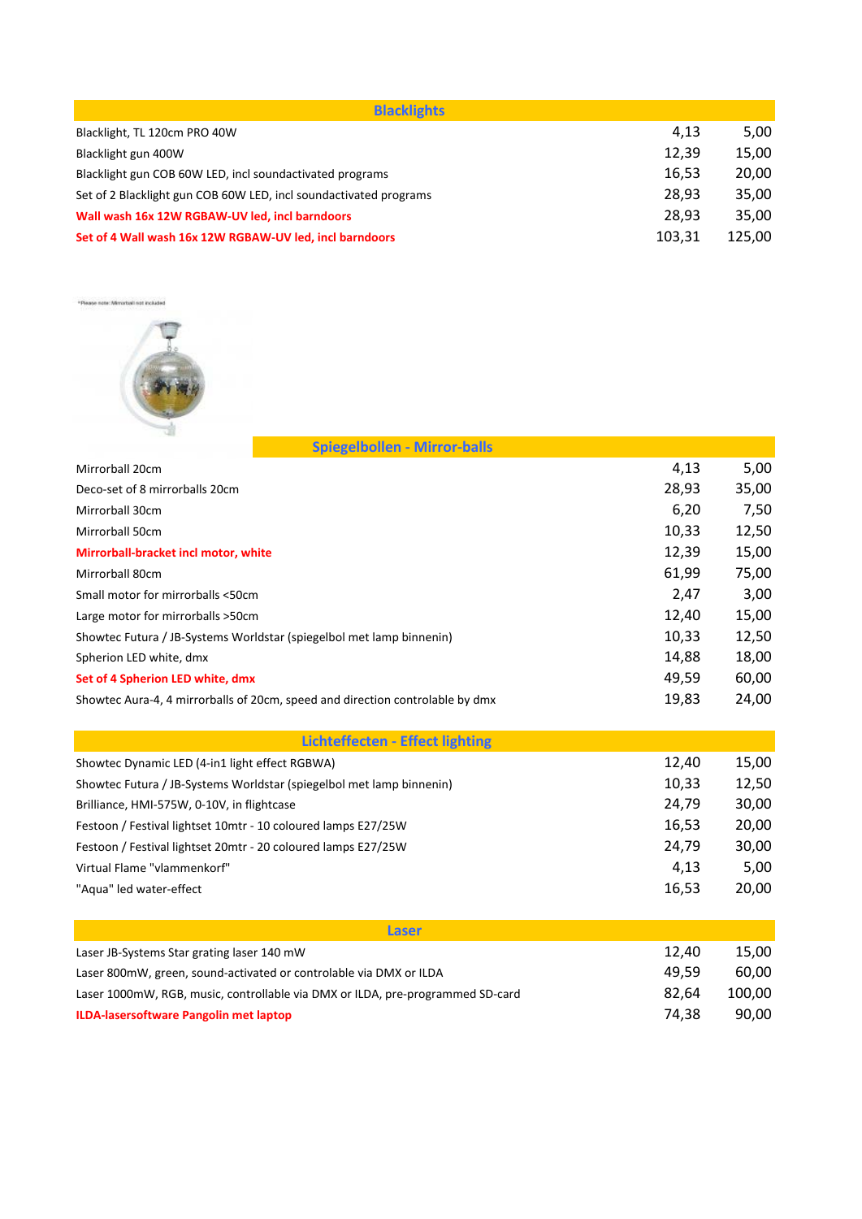| Blacklights | | |
|---|---|---|
| Blacklight, TL 120cm PRO 40W | 4,13 | 5,00 |
| Blacklight gun 400W | 12,39 | 15,00 |
| Blacklight gun COB 60W LED, incl soundactivated programs | 16,53 | 20,00 |
| Set of 2 Blacklight gun COB 60W LED, incl soundactivated programs | 28,93 | 35,00 |
| **Wall wash 16x 12W RGBAW-UV led, incl barndoors** | 28,93 | 35,00 |
| **Set of 4 Wall wash 16x 12W RGBAW-UV led, incl barndoors** | 103,31 | 125,00 |

*Please note: Mirrorball not included

| Spiegelbollen - Mirror-balls | | |
|---|---|---|
| Mirrorball 20cm | 4,13 | 5,00 |
| Deco-set of 8 mirrorballs 20cm | 28,93 | 35,00 |
| Mirrorball 30cm | 6,20 | 7,50 |
| Mirrorball 50cm | 10,33 | 12,50 |
| **Mirrorball-bracket incl motor, white** | 12,39 | 15,00 |
| Mirrorball 80cm | 61,99 | 75,00 |
| Small motor for mirrorballs <50cm | 2,47 | 3,00 |
| Large motor for mirrorballs >50cm | 12,40 | 15,00 |
| Showtec Futura / JB-Systems Worldstar (spiegelbol met lamp binnenin) | 10,33 | 12,50 |
| Spherion LED white, dmx | 14,88 | 18,00 |
| **Set of 4 Spherion LED white, dmx** | 49,59 | 60,00 |
| Showtec Aura-4, 4 mirrorballs of 20cm, speed and direction controlable by dmx | 19,83 | 24,00 |

| Lichteffecten - Effect lighting | | |
|---|---|---|
| Showtec Dynamic LED (4-in1 light effect RGBWA) | 12,40 | 15,00 |
| Showtec Futura / JB-Systems Worldstar (spiegelbol met lamp binnenin) | 10,33 | 12,50 |
| Brilliance, HMI-575W, 0-10V, in flightcase | 24,79 | 30,00 |
| Festoon / Festival lightset 10mtr - 10 coloured lamps E27/25W | 16,53 | 20,00 |
| Festoon / Festival lightset 20mtr - 20 coloured lamps E27/25W | 24,79 | 30,00 |
| Virtual Flame "vlammenkorf" | 4,13 | 5,00 |
| "Aqua" led water-effect | 16,53 | 20,00 |

| Laser | | |
|---|---|---|
| Laser JB-Systems Star grating laser 140 mW | 12,40 | 15,00 |
| Laser 800mW, green, sound-activated or controlable via DMX or ILDA | 49,59 | 60,00 |
| Laser 1000mW, RGB, music, controllable via DMX or ILDA, pre-programmed SD-card | 82,64 | 100,00 |
| **ILDA-lasersoftware Pangolin met laptop** | 74,38 | 90,00 |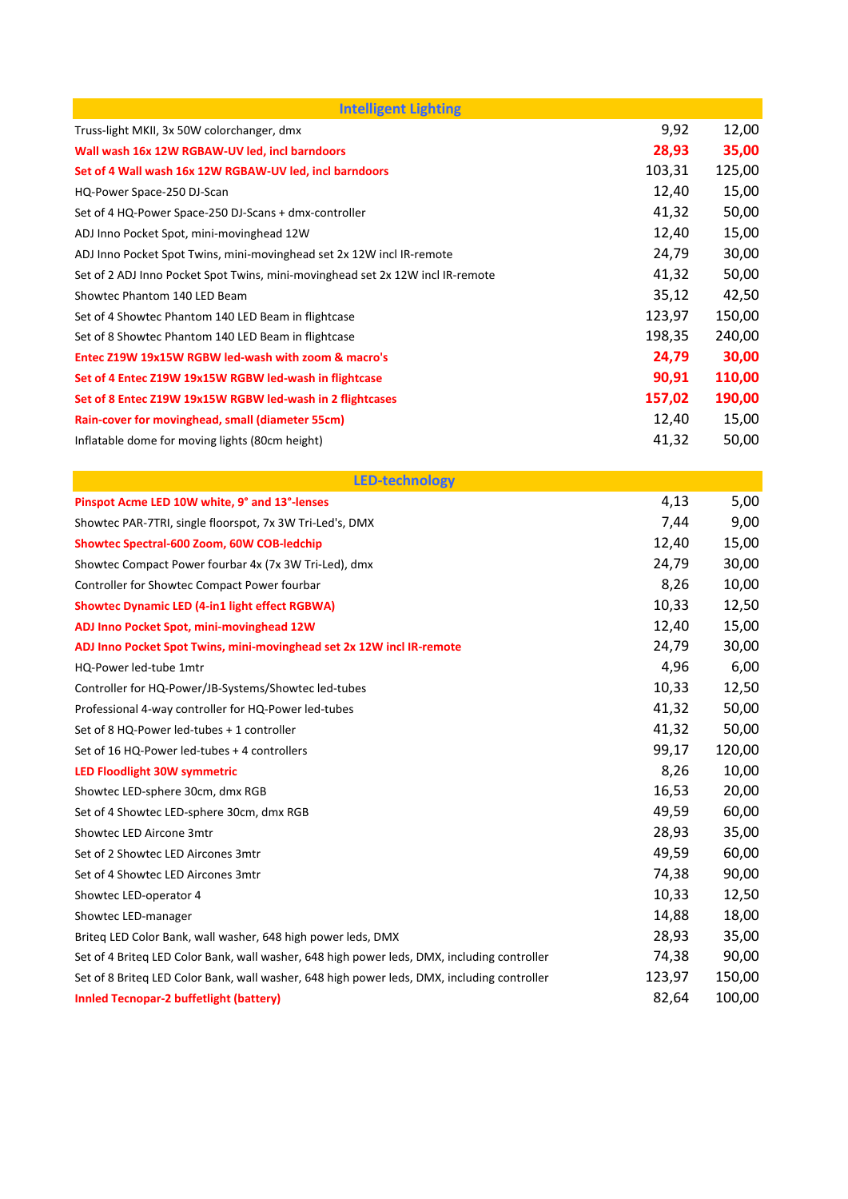## Intelligent Lighting

| Item | | |
|---|---|---|
| Truss-light MKII, 3x 50W colorchanger, dmx | 9,92 | 12,00 |
| **Wall wash 16x 12W RGBAW-UV led, incl barndoors** | **28,93** | **35,00** |
| **Set of 4 Wall wash 16x 12W RGBAW-UV led, incl barndoors** | 103,31 | 125,00 |
| HQ-Power Space-250 DJ-Scan | 12,40 | 15,00 |
| Set of 4 HQ-Power Space-250 DJ-Scans + dmx-controller | 41,32 | 50,00 |
| ADJ Inno Pocket Spot, mini-movinghead 12W | 12,40 | 15,00 |
| ADJ Inno Pocket Spot Twins, mini-movinghead set 2x 12W incl IR-remote | 24,79 | 30,00 |
| Set of 2 ADJ Inno Pocket Spot Twins, mini-movinghead set 2x 12W incl IR-remote | 41,32 | 50,00 |
| Showtec Phantom 140 LED Beam | 35,12 | 42,50 |
| Set of 4 Showtec Phantom 140 LED Beam in flightcase | 123,97 | 150,00 |
| Set of 8 Showtec Phantom 140 LED Beam in flightcase | 198,35 | 240,00 |
| **Entec Z19W 19x15W RGBW led-wash with zoom & macro's** | **24,79** | **30,00** |
| **Set of 4 Entec Z19W 19x15W RGBW led-wash in flightcase** | **90,91** | **110,00** |
| **Set of 8 Entec Z19W 19x15W RGBW led-wash in 2 flightcases** | **157,02** | **190,00** |
| **Rain-cover for movinghead, small (diameter 55cm)** | 12,40 | 15,00 |
| Inflatable dome for moving lights (80cm height) | 41,32 | 50,00 |

## LED-technology

| Item | | |
|---|---|---|
| **Pinspot Acme LED 10W white, 9° and 13°-lenses** | 4,13 | 5,00 |
| Showtec PAR-7TRI, single floorspot, 7x 3W Tri-Led's, DMX | 7,44 | 9,00 |
| **Showtec Spectral-600 Zoom, 60W COB-ledchip** | 12,40 | 15,00 |
| Showtec Compact Power fourbar 4x (7x 3W Tri-Led), dmx | 24,79 | 30,00 |
| Controller for Showtec Compact Power fourbar | 8,26 | 10,00 |
| **Showtec Dynamic LED (4-in1 light effect RGBWA)** | 10,33 | 12,50 |
| **ADJ Inno Pocket Spot, mini-movinghead 12W** | 12,40 | 15,00 |
| **ADJ Inno Pocket Spot Twins, mini-movinghead set 2x 12W incl IR-remote** | 24,79 | 30,00 |
| HQ-Power led-tube 1mtr | 4,96 | 6,00 |
| Controller for HQ-Power/JB-Systems/Showtec led-tubes | 10,33 | 12,50 |
| Professional 4-way controller for HQ-Power led-tubes | 41,32 | 50,00 |
| Set of 8 HQ-Power led-tubes + 1 controller | 41,32 | 50,00 |
| Set of 16 HQ-Power led-tubes + 4 controllers | 99,17 | 120,00 |
| **LED Floodlight 30W symmetric** | 8,26 | 10,00 |
| Showtec LED-sphere 30cm, dmx RGB | 16,53 | 20,00 |
| Set of 4 Showtec LED-sphere 30cm, dmx RGB | 49,59 | 60,00 |
| Showtec LED Aircone 3mtr | 28,93 | 35,00 |
| Set of 2 Showtec LED Aircones 3mtr | 49,59 | 60,00 |
| Set of 4 Showtec LED Aircones 3mtr | 74,38 | 90,00 |
| Showtec LED-operator 4 | 10,33 | 12,50 |
| Showtec LED-manager | 14,88 | 18,00 |
| Briteq LED Color Bank, wall washer, 648 high power leds, DMX | 28,93 | 35,00 |
| Set of 4 Briteq LED Color Bank, wall washer, 648 high power leds, DMX, including controller | 74,38 | 90,00 |
| Set of 8 Briteq LED Color Bank, wall washer, 648 high power leds, DMX, including controller | 123,97 | 150,00 |
| **Innled Tecnopar-2 buffetlight (battery)** | 82,64 | 100,00 |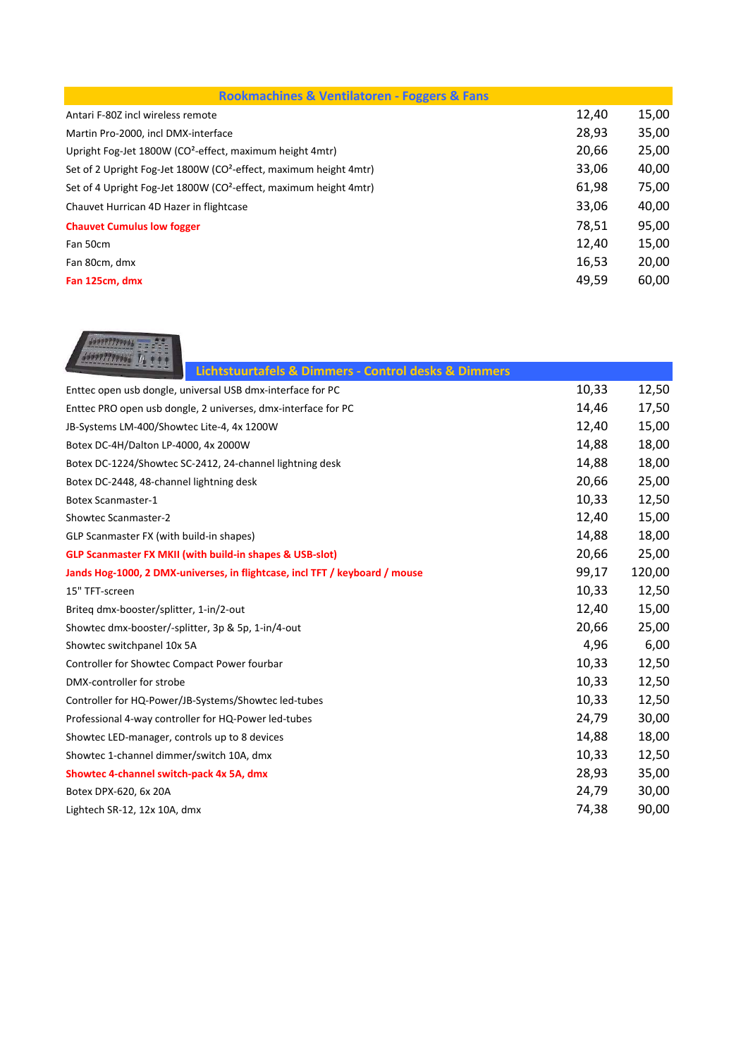| Rookmachines & Ventilatoren - Foggers & Fans | | |
|---|---|---|
| Antari F-80Z incl wireless remote | 12,40 | 15,00 |
| Martin Pro-2000, incl DMX-interface | 28,93 | 35,00 |
| Upright Fog-Jet 1800W ($CO^2$-effect, maximum height 4mtr) | 20,66 | 25,00 |
| Set of 2 Upright Fog-Jet 1800W ($CO^2$-effect, maximum height 4mtr) | 33,06 | 40,00 |
| Set of 4 Upright Fog-Jet 1800W ($CO^2$-effect, maximum height 4mtr) | 61,98 | 75,00 |
| Chauvet Hurrican 4D Hazer in flightcase | 33,06 | 40,00 |
| **Chauvet Cumulus low fogger** | 78,51 | 95,00 |
| Fan 50cm | 12,40 | 15,00 |
| Fan 80cm, dmx | 16,53 | 20,00 |
| **Fan 125cm, dmx** | 49,59 | 60,00 |

| Lichtstuurtafels & Dimmers - Control desks & Dimmers | | |
|---|---|---|
| Enttec open usb dongle, universal USB dmx-interface for PC | 10,33 | 12,50 |
| Enttec PRO open usb dongle, 2 universes, dmx-interface for PC | 14,46 | 17,50 |
| JB-Systems LM-400/Showtec Lite-4, 4x 1200W | 12,40 | 15,00 |
| Botex DC-4H/Dalton LP-4000, 4x 2000W | 14,88 | 18,00 |
| Botex DC-1224/Showtec SC-2412, 24-channel lightning desk | 14,88 | 18,00 |
| Botex DC-2448, 48-channel lightning desk | 20,66 | 25,00 |
| Botex Scanmaster-1 | 10,33 | 12,50 |
| Showtec Scanmaster-2 | 12,40 | 15,00 |
| GLP Scanmaster FX (with build-in shapes) | 14,88 | 18,00 |
| **GLP Scanmaster FX MKII (with build-in shapes & USB-slot)** | 20,66 | 25,00 |
| **Jands Hog-1000, 2 DMX-universes, in flightcase, incl TFT / keyboard / mouse** | 99,17 | 120,00 |
| 15" TFT-screen | 10,33 | 12,50 |
| Briteq dmx-booster/splitter, 1-in/2-out | 12,40 | 15,00 |
| Showtec dmx-booster/-splitter, 3p & 5p, 1-in/4-out | 20,66 | 25,00 |
| Showtec switchpanel 10x 5A | 4,96 | 6,00 |
| Controller for Showtec Compact Power fourbar | 10,33 | 12,50 |
| DMX-controller for strobe | 10,33 | 12,50 |
| Controller for HQ-Power/JB-Systems/Showtec led-tubes | 10,33 | 12,50 |
| Professional 4-way controller for HQ-Power led-tubes | 24,79 | 30,00 |
| Showtec LED-manager, controls up to 8 devices | 14,88 | 18,00 |
| Showtec 1-channel dimmer/switch 10A, dmx | 10,33 | 12,50 |
| **Showtec 4-channel switch-pack 4x 5A, dmx** | 28,93 | 35,00 |
| Botex DPX-620, 6x 20A | 24,79 | 30,00 |
| Lightech SR-12, 12x 10A, dmx | 74,38 | 90,00 |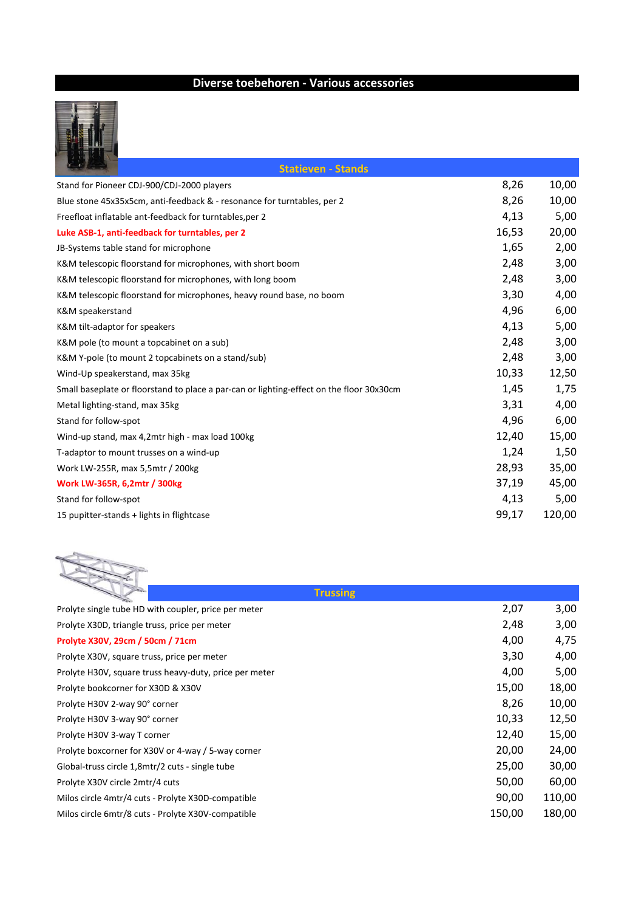# Diverse toebehoren - Various accessories

## Statieven - Stands

| | | |
|---|---|---|
| Stand for Pioneer CDJ-900/CDJ-2000 players | 8,26 | 10,00 |
| Blue stone 45x35x5cm, anti-feedback & - resonance for turntables, per 2 | 8,26 | 10,00 |
| Freefloat inflatable ant-feedback for turntables,per 2 | 4,13 | 5,00 |
| **Luke ASB-1, anti-feedback for turntables, per 2** | 16,53 | 20,00 |
| JB-Systems table stand for microphone | 1,65 | 2,00 |
| K&M telescopic floorstand for microphones, with short boom | 2,48 | 3,00 |
| K&M telescopic floorstand for microphones, with long boom | 2,48 | 3,00 |
| K&M telescopic floorstand for microphones, heavy round base, no boom | 3,30 | 4,00 |
| K&M speakerstand | 4,96 | 6,00 |
| K&M tilt-adaptor for speakers | 4,13 | 5,00 |
| K&M pole (to mount a topcabinet on a sub) | 2,48 | 3,00 |
| K&M Y-pole (to mount 2 topcabinets on a stand/sub) | 2,48 | 3,00 |
| Wind-Up speakerstand, max 35kg | 10,33 | 12,50 |
| Small baseplate or floorstand to place a par-can or lighting-effect on the floor 30x30cm | 1,45 | 1,75 |
| Metal lighting-stand, max 35kg | 3,31 | 4,00 |
| Stand for follow-spot | 4,96 | 6,00 |
| Wind-up stand, max 4,2mtr high - max load 100kg | 12,40 | 15,00 |
| T-adaptor to mount trusses on a wind-up | 1,24 | 1,50 |
| Work LW-255R, max 5,5mtr / 200kg | 28,93 | 35,00 |
| **Work LW-365R, 6,2mtr / 300kg** | 37,19 | 45,00 |
| Stand for follow-spot | 4,13 | 5,00 |
| 15 pupitter-stands + lights in flightcase | 99,17 | 120,00 |

## Trussing

| | | |
|---|---|---|
| Prolyte single tube HD with coupler, price per meter | 2,07 | 3,00 |
| Prolyte X30D, triangle truss, price per meter | 2,48 | 3,00 |
| **Prolyte X30V, 29cm / 50cm / 71cm** | 4,00 | 4,75 |
| Prolyte X30V, square truss, price per meter | 3,30 | 4,00 |
| Prolyte H30V, square truss heavy-duty, price per meter | 4,00 | 5,00 |
| Prolyte bookcorner for X30D & X30V | 15,00 | 18,00 |
| Prolyte H30V 2-way 90° corner | 8,26 | 10,00 |
| Prolyte H30V 3-way 90° corner | 10,33 | 12,50 |
| Prolyte H30V 3-way T corner | 12,40 | 15,00 |
| Prolyte boxcorner for X30V or 4-way / 5-way corner | 20,00 | 24,00 |
| Global-truss circle 1,8mtr/2 cuts - single tube | 25,00 | 30,00 |
| Prolyte X30V circle 2mtr/4 cuts | 50,00 | 60,00 |
| Milos circle 4mtr/4 cuts - Prolyte X30D-compatible | 90,00 | 110,00 |
| Milos circle 6mtr/8 cuts - Prolyte X30V-compatible | 150,00 | 180,00 |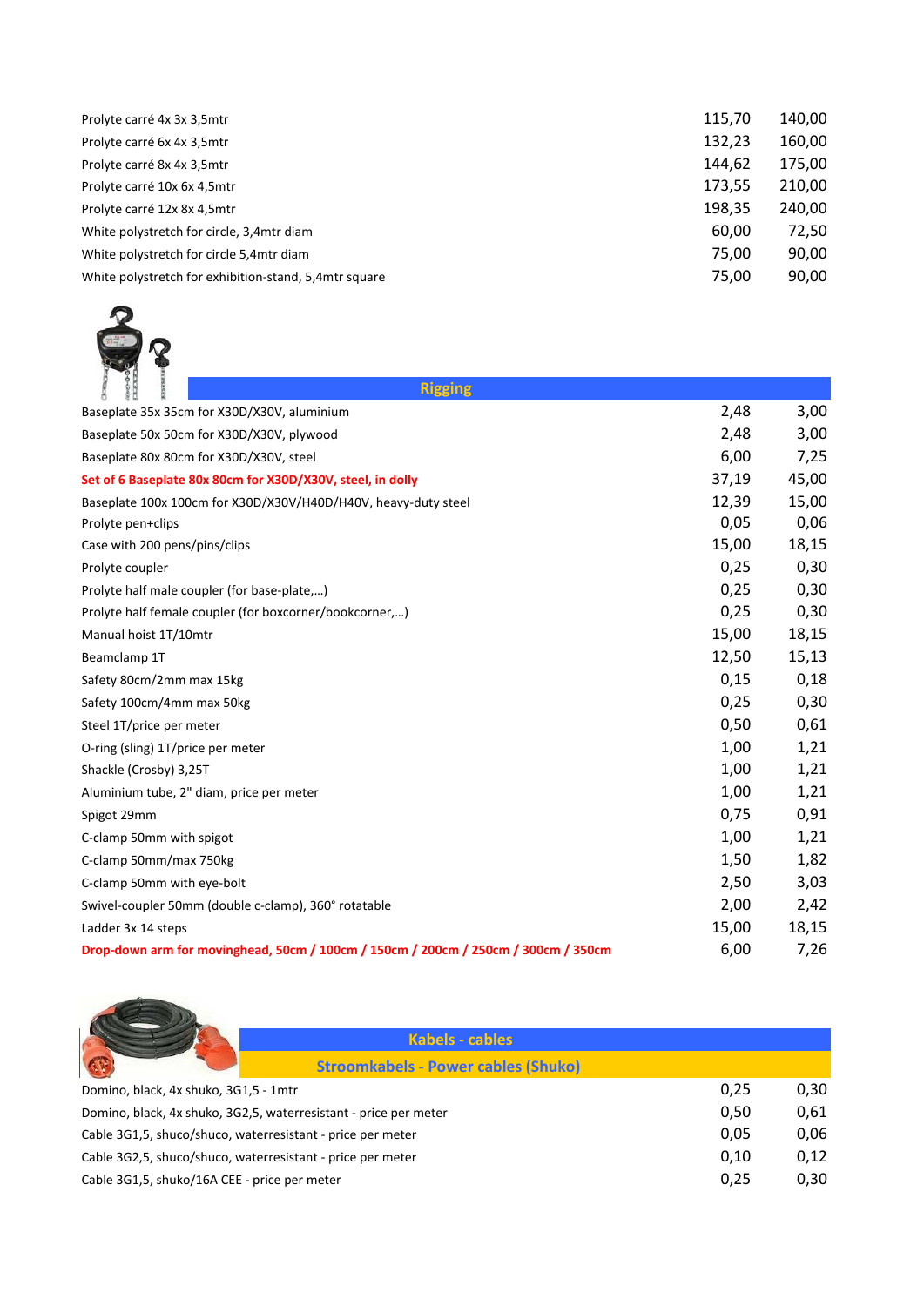| | | |
|---|---|---|
| Prolyte carré 4x 3x 3,5mtr | 115,70 | 140,00 |
| Prolyte carré 6x 4x 3,5mtr | 132,23 | 160,00 |
| Prolyte carré 8x 4x 3,5mtr | 144,62 | 175,00 |
| Prolyte carré 10x 6x 4,5mtr | 173,55 | 210,00 |
| Prolyte carré 12x 8x 4,5mtr | 198,35 | 240,00 |
| White polystretch for circle, 3,4mtr diam | 60,00 | 72,50 |
| White polystretch for circle 5,4mtr diam | 75,00 | 90,00 |
| White polystretch for exhibition-stand, 5,4mtr square | 75,00 | 90,00 |

## Rigging

| | | |
|---|---|---|
| Baseplate 35x 35cm for X30D/X30V, aluminium | 2,48 | 3,00 |
| Baseplate 50x 50cm for X30D/X30V, plywood | 2,48 | 3,00 |
| Baseplate 80x 80cm for X30D/X30V, steel | 6,00 | 7,25 |
| **Set of 6 Baseplate 80x 80cm for X30D/X30V, steel, in dolly** | 37,19 | 45,00 |
| Baseplate 100x 100cm for X30D/X30V/H40D/H40V, heavy-duty steel | 12,39 | 15,00 |
| Prolyte pen+clips | 0,05 | 0,06 |
| Case with 200 pens/pins/clips | 15,00 | 18,15 |
| Prolyte coupler | 0,25 | 0,30 |
| Prolyte half male coupler (for base-plate,...) | 0,25 | 0,30 |
| Prolyte half female coupler (for boxcorner/bookcorner,...) | 0,25 | 0,30 |
| Manual hoist 1T/10mtr | 15,00 | 18,15 |
| Beamclamp 1T | 12,50 | 15,13 |
| Safety 80cm/2mm max 15kg | 0,15 | 0,18 |
| Safety 100cm/4mm max 50kg | 0,25 | 0,30 |
| Steel 1T/price per meter | 0,50 | 0,61 |
| O-ring (sling) 1T/price per meter | 1,00 | 1,21 |
| Shackle (Crosby) 3,25T | 1,00 | 1,21 |
| Aluminium tube, 2" diam, price per meter | 1,00 | 1,21 |
| Spigot 29mm | 0,75 | 0,91 |
| C-clamp 50mm with spigot | 1,00 | 1,21 |
| C-clamp 50mm/max 750kg | 1,50 | 1,82 |
| C-clamp 50mm with eye-bolt | 2,50 | 3,03 |
| Swivel-coupler 50mm (double c-clamp), 360° rotatable | 2,00 | 2,42 |
| Ladder 3x 14 steps | 15,00 | 18,15 |
| **Drop-down arm for movinghead, 50cm / 100cm / 150cm / 200cm / 250cm / 300cm / 350cm** | 6,00 | 7,26 |

## Kabels - cables

### Stroomkabels - Power cables (Shuko)

| | | |
|---|---|---|
| Domino, black, 4x shuko, 3G1,5 - 1mtr | 0,25 | 0,30 |
| Domino, black, 4x shuko, 3G2,5, waterresistant - price per meter | 0,50 | 0,61 |
| Cable 3G1,5, shuco/shuco, waterresistant - price per meter | 0,05 | 0,06 |
| Cable 3G2,5, shuco/shuco, waterresistant - price per meter | 0,10 | 0,12 |
| Cable 3G1,5, shuko/16A CEE - price per meter | 0,25 | 0,30 |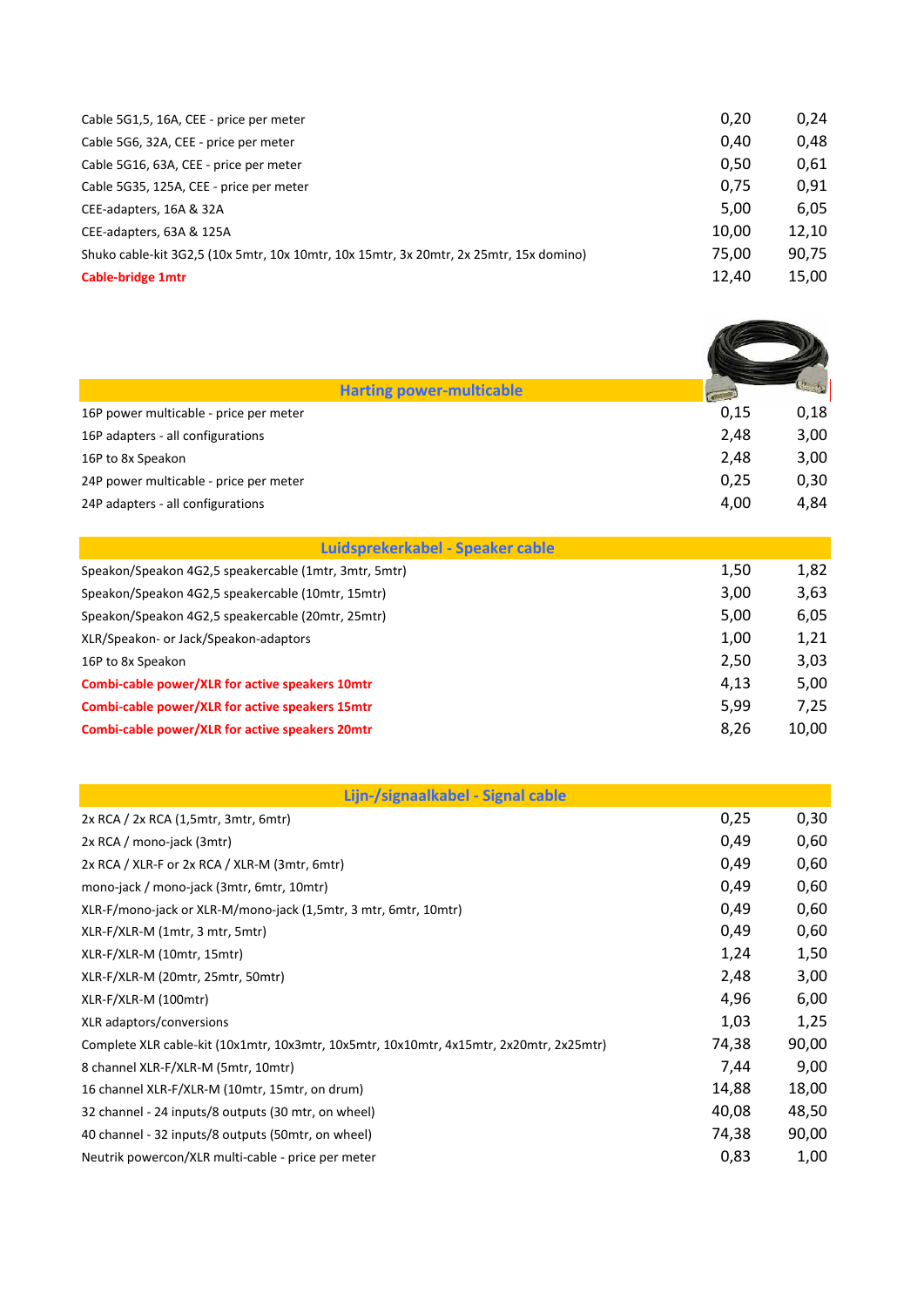| | | |
|---|---|---|
| Cable 5G1,5, 16A, CEE - price per meter | 0,20 | 0,24 |
| Cable 5G6, 32A, CEE - price per meter | 0,40 | 0,48 |
| Cable 5G16, 63A, CEE - price per meter | 0,50 | 0,61 |
| Cable 5G35, 125A, CEE - price per meter | 0,75 | 0,91 |
| CEE-adapters, 16A & 32A | 5,00 | 6,05 |
| CEE-adapters, 63A & 125A | 10,00 | 12,10 |
| Shuko cable-kit 3G2,5 (10x 5mtr, 10x 10mtr, 10x 15mtr, 3x 20mtr, 2x 25mtr, 15x domino) | 75,00 | 90,75 |
| **Cable-bridge 1mtr** | 12,40 | 15,00 |

| Harting power-multicable | | |
|---|---|---|
| 16P power multicable - price per meter | 0,15 | 0,18 |
| 16P adapters - all configurations | 2,48 | 3,00 |
| 16P to 8x Speakon | 2,48 | 3,00 |
| 24P power multicable - price per meter | 0,25 | 0,30 |
| 24P adapters - all configurations | 4,00 | 4,84 |

| Luidsprekerkabel - Speaker cable | | |
|---|---|---|
| Speakon/Speakon 4G2,5 speakercable (1mtr, 3mtr, 5mtr) | 1,50 | 1,82 |
| Speakon/Speakon 4G2,5 speakercable (10mtr, 15mtr) | 3,00 | 3,63 |
| Speakon/Speakon 4G2,5 speakercable (20mtr, 25mtr) | 5,00 | 6,05 |
| XLR/Speakon- or Jack/Speakon-adaptors | 1,00 | 1,21 |
| 16P to 8x Speakon | 2,50 | 3,03 |
| **Combi-cable power/XLR for active speakers 10mtr** | 4,13 | 5,00 |
| **Combi-cable power/XLR for active speakers 15mtr** | 5,99 | 7,25 |
| **Combi-cable power/XLR for active speakers 20mtr** | 8,26 | 10,00 |

| Lijn-/signaalkabel - Signal cable | | |
|---|---|---|
| 2x RCA / 2x RCA (1,5mtr, 3mtr, 6mtr) | 0,25 | 0,30 |
| 2x RCA / mono-jack (3mtr) | 0,49 | 0,60 |
| 2x RCA / XLR-F or 2x RCA / XLR-M (3mtr, 6mtr) | 0,49 | 0,60 |
| mono-jack / mono-jack (3mtr, 6mtr, 10mtr) | 0,49 | 0,60 |
| XLR-F/mono-jack or XLR-M/mono-jack (1,5mtr, 3 mtr, 6mtr, 10mtr) | 0,49 | 0,60 |
| XLR-F/XLR-M (1mtr, 3 mtr, 5mtr) | 0,49 | 0,60 |
| XLR-F/XLR-M (10mtr, 15mtr) | 1,24 | 1,50 |
| XLR-F/XLR-M (20mtr, 25mtr, 50mtr) | 2,48 | 3,00 |
| XLR-F/XLR-M (100mtr) | 4,96 | 6,00 |
| XLR adaptors/conversions | 1,03 | 1,25 |
| Complete XLR cable-kit (10x1mtr, 10x3mtr, 10x5mtr, 10x10mtr, 4x15mtr, 2x20mtr, 2x25mtr) | 74,38 | 90,00 |
| 8 channel XLR-F/XLR-M (5mtr, 10mtr) | 7,44 | 9,00 |
| 16 channel XLR-F/XLR-M (10mtr, 15mtr, on drum) | 14,88 | 18,00 |
| 32 channel - 24 inputs/8 outputs (30 mtr, on wheel) | 40,08 | 48,50 |
| 40 channel - 32 inputs/8 outputs (50mtr, on wheel) | 74,38 | 90,00 |
| Neutrik powercon/XLR multi-cable - price per meter | 0,83 | 1,00 |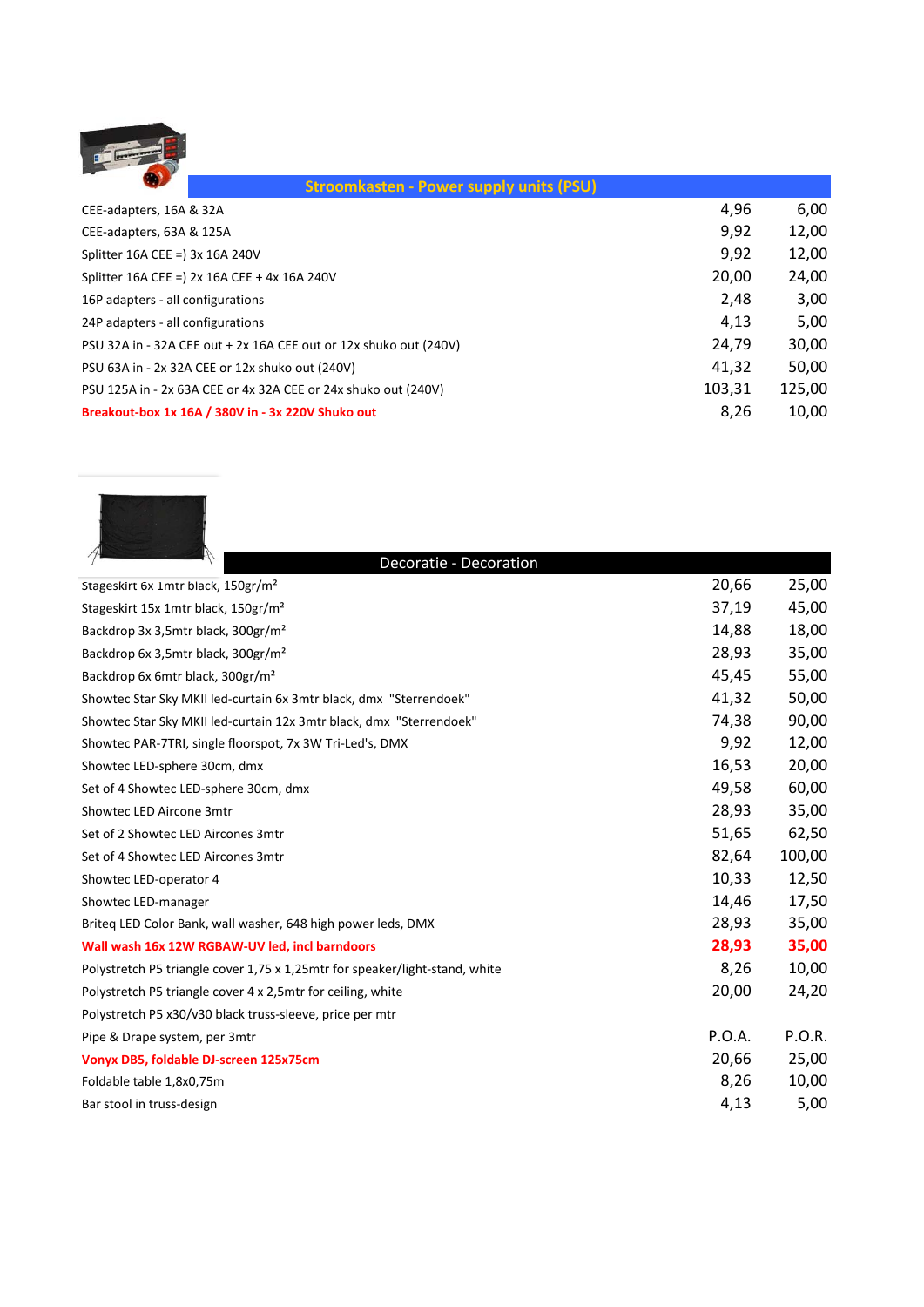## Stroomkasten - Power supply units (PSU)

| | | |
|---|---|---|
| CEE-adapters, 16A & 32A | 4,96 | 6,00 |
| CEE-adapters, 63A & 125A | 9,92 | 12,00 |
| Splitter 16A CEE =) 3x 16A 240V | 9,92 | 12,00 |
| Splitter 16A CEE =) 2x 16A CEE + 4x 16A 240V | 20,00 | 24,00 |
| 16P adapters - all configurations | 2,48 | 3,00 |
| 24P adapters - all configurations | 4,13 | 5,00 |
| PSU 32A in - 32A CEE out + 2x 16A CEE out or 12x shuko out (240V) | 24,79 | 30,00 |
| PSU 63A in - 2x 32A CEE or 12x shuko out (240V) | 41,32 | 50,00 |
| PSU 125A in - 2x 63A CEE or 4x 32A CEE or 24x shuko out (240V) | 103,31 | 125,00 |
| **Breakout-box 1x 16A / 380V in - 3x 220V Shuko out** | 8,26 | 10,00 |

## Decoratie - Decoration

| | | |
|---|---|---|
| Stageskirt 6x 1mtr black, 150gr/m² | 20,66 | 25,00 |
| Stageskirt 15x 1mtr black, 150gr/m² | 37,19 | 45,00 |
| Backdrop 3x 3,5mtr black, 300gr/m² | 14,88 | 18,00 |
| Backdrop 6x 3,5mtr black, 300gr/m² | 28,93 | 35,00 |
| Backdrop 6x 6mtr black, 300gr/m² | 45,45 | 55,00 |
| Showtec Star Sky MKII led-curtain 6x 3mtr black, dmx "Sterrendoek" | 41,32 | 50,00 |
| Showtec Star Sky MKII led-curtain 12x 3mtr black, dmx "Sterrendoek" | 74,38 | 90,00 |
| Showtec PAR-7TRI, single floorspot, 7x 3W Tri-Led's, DMX | 9,92 | 12,00 |
| Showtec LED-sphere 30cm, dmx | 16,53 | 20,00 |
| Set of 4 Showtec LED-sphere 30cm, dmx | 49,58 | 60,00 |
| Showtec LED Aircone 3mtr | 28,93 | 35,00 |
| Set of 2 Showtec LED Aircones 3mtr | 51,65 | 62,50 |
| Set of 4 Showtec LED Aircones 3mtr | 82,64 | 100,00 |
| Showtec LED-operator 4 | 10,33 | 12,50 |
| Showtec LED-manager | 14,46 | 17,50 |
| Briteq LED Color Bank, wall washer, 648 high power leds, DMX | 28,93 | 35,00 |
| **Wall wash 16x 12W RGBAW-UV led, incl barndoors** | **28,93** | **35,00** |
| Polystretch P5 triangle cover 1,75 x 1,25mtr for speaker/light-stand, white | 8,26 | 10,00 |
| Polystretch P5 triangle cover 4 x 2,5mtr for ceiling, white | 20,00 | 24,20 |
| Polystretch P5 x30/v30 black truss-sleeve, price per mtr | | |
| Pipe & Drape system, per 3mtr | P.O.A. | P.O.R. |
| **Vonyx DB5, foldable DJ-screen 125x75cm** | 20,66 | 25,00 |
| Foldable table 1,8x0,75m | 8,26 | 10,00 |
| Bar stool in truss-design | 4,13 | 5,00 |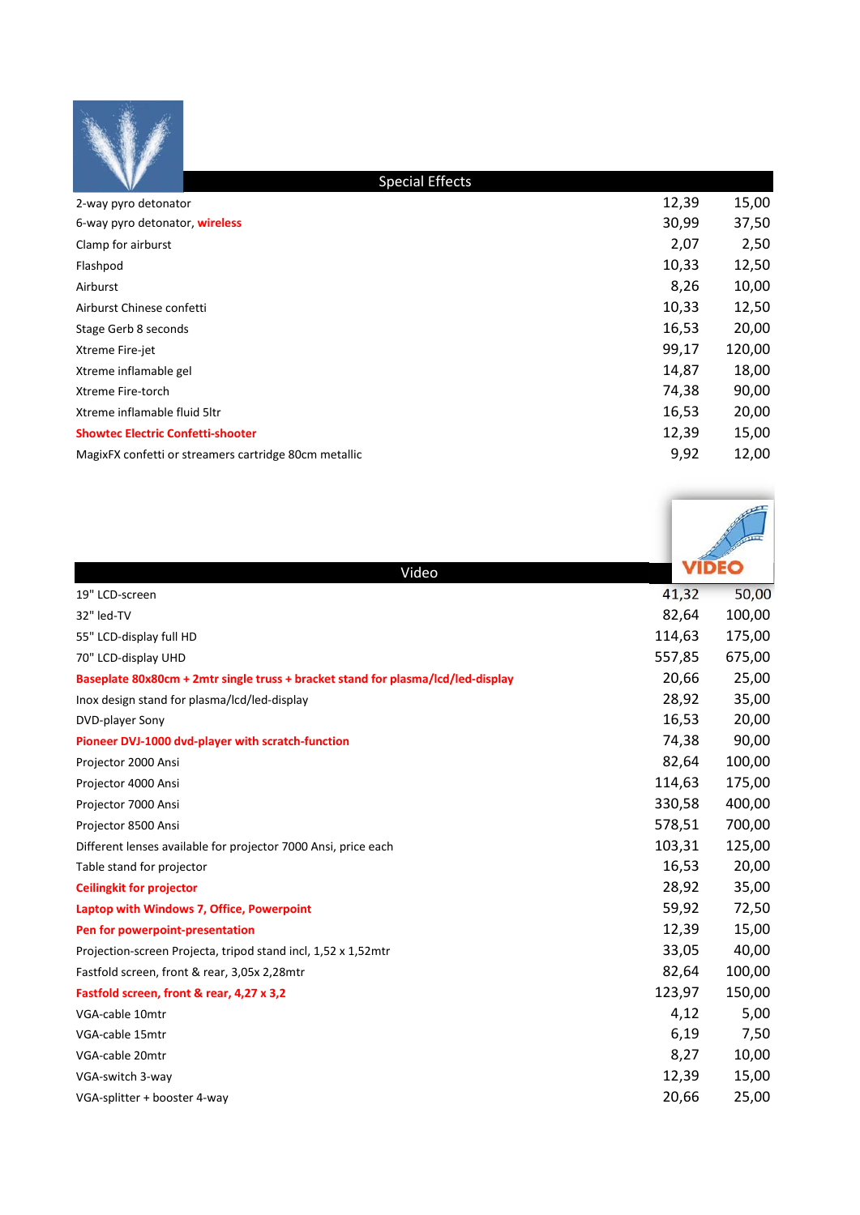## Special Effects

| Item | | |
|---|---|---|
| 2-way pyro detonator | 12,39 | 15,00 |
| 6-way pyro detonator, **wireless** | 30,99 | 37,50 |
| Clamp for airburst | 2,07 | 2,50 |
| Flashpod | 10,33 | 12,50 |
| Airburst | 8,26 | 10,00 |
| Airburst Chinese confetti | 10,33 | 12,50 |
| Stage Gerb 8 seconds | 16,53 | 20,00 |
| Xtreme Fire-jet | 99,17 | 120,00 |
| Xtreme inflamable gel | 14,87 | 18,00 |
| Xtreme Fire-torch | 74,38 | 90,00 |
| Xtreme inflamable fluid 5ltr | 16,53 | 20,00 |
| **Showtec Electric Confetti-shooter** | 12,39 | 15,00 |
| MagixFX confetti or streamers cartridge 80cm metallic | 9,92 | 12,00 |

## Video

| Item | | |
|---|---|---|
| 19" LCD-screen | 41,32 | 50,00 |
| 32" led-TV | 82,64 | 100,00 |
| 55" LCD-display full HD | 114,63 | 175,00 |
| 70" LCD-display UHD | 557,85 | 675,00 |
| **Baseplate 80x80cm + 2mtr single truss + bracket stand for plasma/lcd/led-display** | 20,66 | 25,00 |
| Inox design stand for plasma/lcd/led-display | 28,92 | 35,00 |
| DVD-player Sony | 16,53 | 20,00 |
| **Pioneer DVJ-1000 dvd-player with scratch-function** | 74,38 | 90,00 |
| Projector 2000 Ansi | 82,64 | 100,00 |
| Projector 4000 Ansi | 114,63 | 175,00 |
| Projector 7000 Ansi | 330,58 | 400,00 |
| Projector 8500 Ansi | 578,51 | 700,00 |
| Different lenses available for projector 7000 Ansi, price each | 103,31 | 125,00 |
| Table stand for projector | 16,53 | 20,00 |
| **Ceilingkit for projector** | 28,92 | 35,00 |
| **Laptop with Windows 7, Office, Powerpoint** | 59,92 | 72,50 |
| **Pen for powerpoint-presentation** | 12,39 | 15,00 |
| Projection-screen Projecta, tripod stand incl, 1,52 x 1,52mtr | 33,05 | 40,00 |
| Fastfold screen, front & rear, 3,05x 2,28mtr | 82,64 | 100,00 |
| **Fastfold screen, front & rear, 4,27 x 3,2** | 123,97 | 150,00 |
| VGA-cable 10mtr | 4,12 | 5,00 |
| VGA-cable 15mtr | 6,19 | 7,50 |
| VGA-cable 20mtr | 8,27 | 10,00 |
| VGA-switch 3-way | 12,39 | 15,00 |
| VGA-splitter + booster 4-way | 20,66 | 25,00 |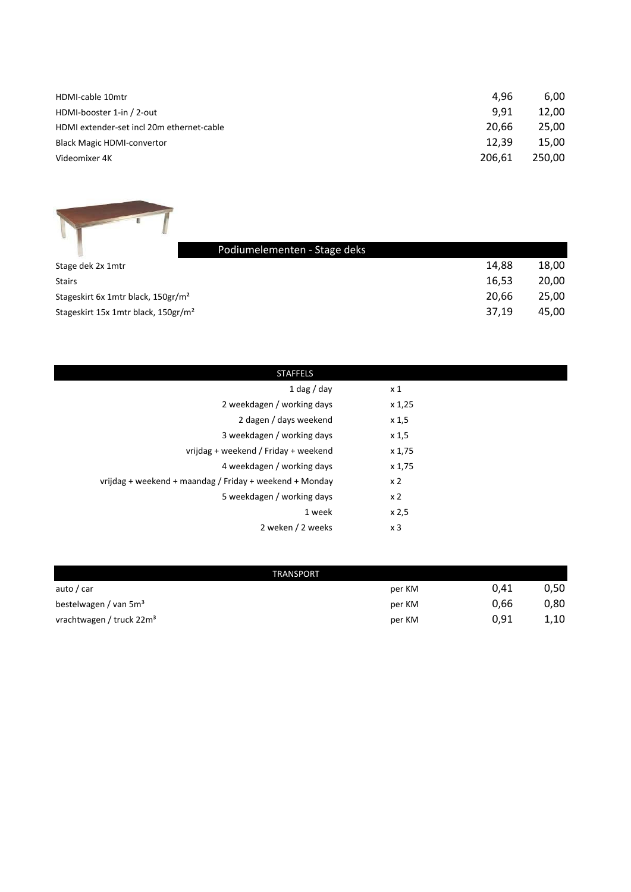| | | |
|---|---|---|
| HDMI-cable 10mtr | 4,96 | 6,00 |
| HDMI-booster 1-in / 2-out | 9,91 | 12,00 |
| HDMI extender-set incl 20m ethernet-cable | 20,66 | 25,00 |
| Black Magic HDMI-convertor | 12,39 | 15,00 |
| Videomixer 4K | 206,61 | 250,00 |

| Podiumelementen - Stage deks | | |
|---|---|---|
| Stage dek 2x 1mtr | 14,88 | 18,00 |
| Stairs | 16,53 | 20,00 |
| Stageskirt 6x 1mtr black, 150gr/m² | 20,66 | 25,00 |
| Stageskirt 15x 1mtr black, 150gr/m² | 37,19 | 45,00 |

| STAFFELS | |
|---|---|
| 1 dag / day | x 1 |
| 2 weekdagen / working days | x 1,25 |
| 2 dagen / days weekend | x 1,5 |
| 3 weekdagen / working days | x 1,5 |
| vrijdag + weekend / Friday + weekend | x 1,75 |
| 4 weekdagen / working days | x 1,75 |
| vrijdag + weekend + maandag / Friday + weekend + Monday | x 2 |
| 5 weekdagen / working days | x 2 |
| 1 week | x 2,5 |
| 2 weken / 2 weeks | x 3 |

| TRANSPORT | | | |
|---|---|---|---|
| auto / car | per KM | 0,41 | 0,50 |
| bestelwagen / van 5m³ | per KM | 0,66 | 0,80 |
| vrachtwagen / truck 22m³ | per KM | 0,91 | 1,10 |